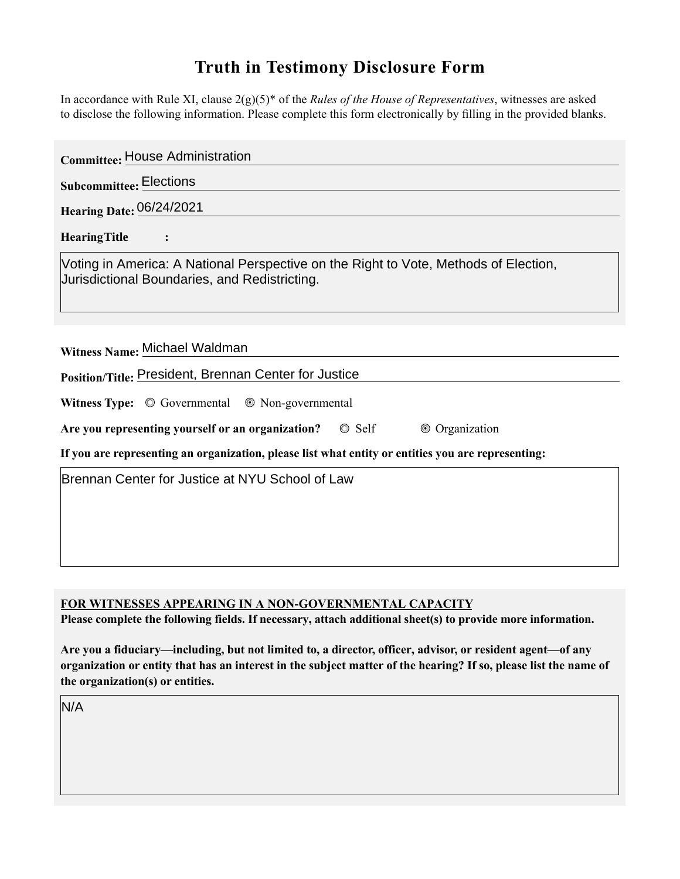# Truth in Testimony Disclosure Form

In accordance with Rule XI, clause 2(g)(5)* of the *Rules of the House of Representatives*, witnesses are asked to disclose the following information. Please complete this form electronically by filling in the provided blanks.

**Committee:** House Administration

**Subcommittee:** Elections

**Hearing Date:** 06/24/2021

**HearingTitle:**

Voting in America: A National Perspective on the Right to Vote, Methods of Election, Jurisdictional Boundaries, and Redistricting.

**Witness Name:** Michael Waldman

**Position/Title:** President, Brennan Center for Justice

**Witness Type:** ◯ Governmental ⦿ Non-governmental

**Are you representing yourself or an organization?** ◯ Self ⦿ Organization

**If you are representing an organization, please list what entity or entities you are representing:**

Brennan Center for Justice at NYU School of Law

**FOR WITNESSES APPEARING IN A NON-GOVERNMENTAL CAPACITY**

**Please complete the following fields. If necessary, attach additional sheet(s) to provide more information.**

**Are you a fiduciary—including, but not limited to, a director, officer, advisor, or resident agent—of any organization or entity that has an interest in the subject matter of the hearing? If so, please list the name of the organization(s) or entities.**

N/A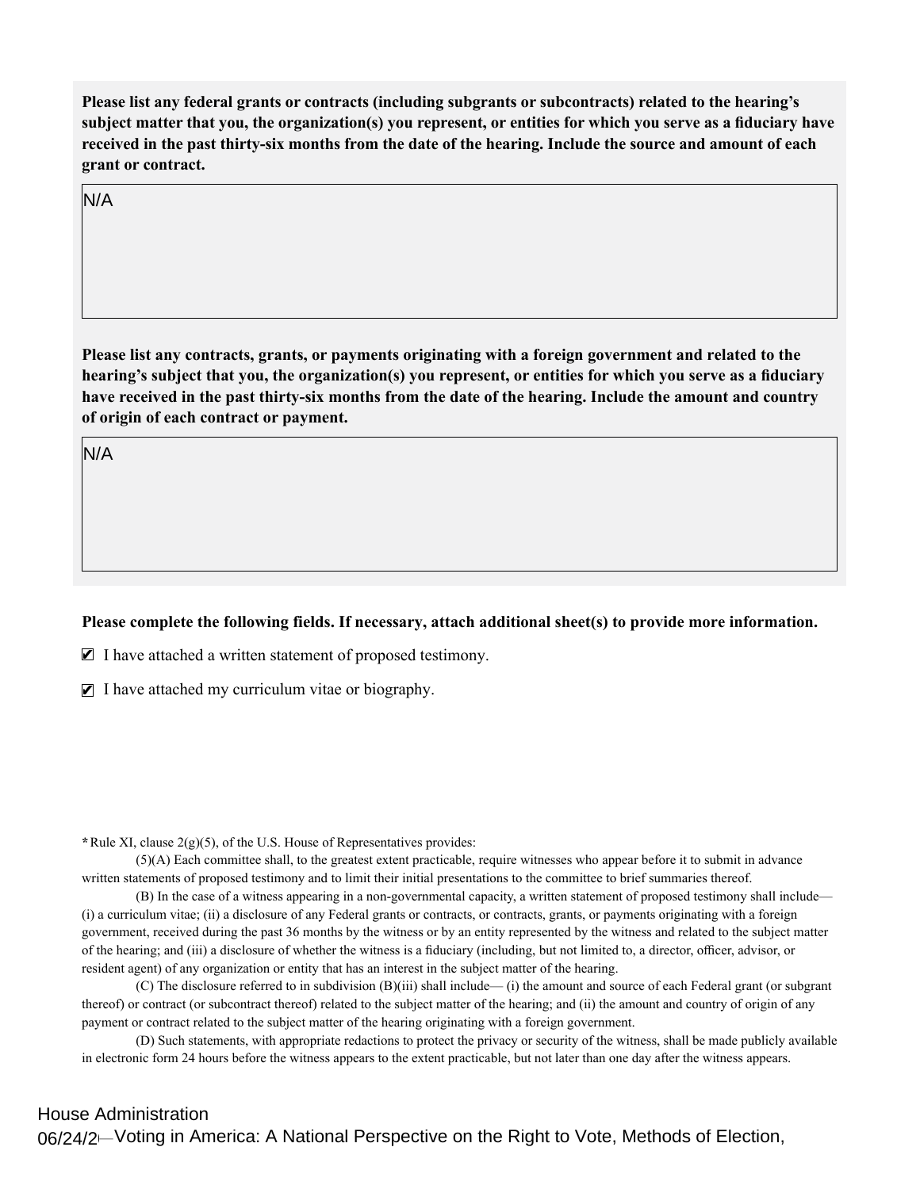**Please list any federal grants or contracts (including subgrants or subcontracts) related to the hearing's subject matter that you, the organization(s) you represent, or entities for which you serve as a fiduciary have received in the past thirty-six months from the date of the hearing. Include the source and amount of each grant or contract.**

N/A

**Please list any contracts, grants, or payments originating with a foreign government and related to the hearing's subject that you, the organization(s) you represent, or entities for which you serve as a fiduciary have received in the past thirty-six months from the date of the hearing. Include the amount and country of origin of each contract or payment.**

N/A

**Please complete the following fields. If necessary, attach additional sheet(s) to provide more information.**

- [x] I have attached a written statement of proposed testimony.
- [x] I have attached my curriculum vitae or biography.

**\***Rule XI, clause 2(g)(5), of the U.S. House of Representatives provides:

(5)(A) Each committee shall, to the greatest extent practicable, require witnesses who appear before it to submit in advance written statements of proposed testimony and to limit their initial presentations to the committee to brief summaries thereof.

(B) In the case of a witness appearing in a non-governmental capacity, a written statement of proposed testimony shall include— (i) a curriculum vitae; (ii) a disclosure of any Federal grants or contracts, or contracts, grants, or payments originating with a foreign government, received during the past 36 months by the witness or by an entity represented by the witness and related to the subject matter of the hearing; and (iii) a disclosure of whether the witness is a fiduciary (including, but not limited to, a director, officer, advisor, or resident agent) of any organization or entity that has an interest in the subject matter of the hearing.

(C) The disclosure referred to in subdivision (B)(iii) shall include— (i) the amount and source of each Federal grant (or subgrant thereof) or contract (or subcontract thereof) related to the subject matter of the hearing; and (ii) the amount and country of origin of any payment or contract related to the subject matter of the hearing originating with a foreign government.

(D) Such statements, with appropriate redactions to protect the privacy or security of the witness, shall be made publicly available in electronic form 24 hours before the witness appears to the extent practicable, but not later than one day after the witness appears.

House Administration

06/24/2—Voting in America: A National Perspective on the Right to Vote, Methods of Election,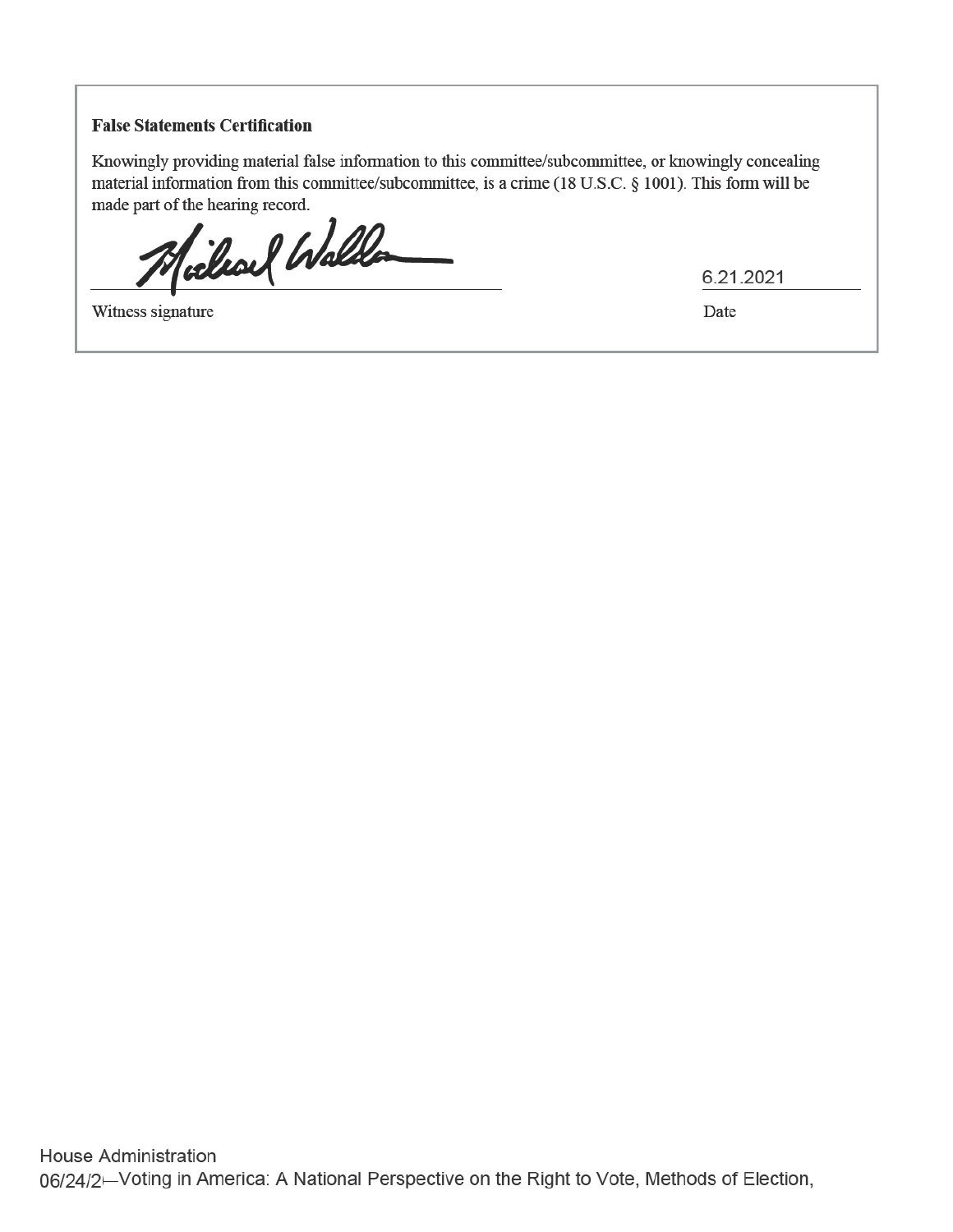**False Statements Certification**

Knowingly providing material false information to this committee/subcommittee, or knowingly concealing material information from this committee/subcommittee, is a crime (18 U.S.C. § 1001). This form will be made part of the hearing record.

Michael Waldman

Witness signature

6.21.2021

Date